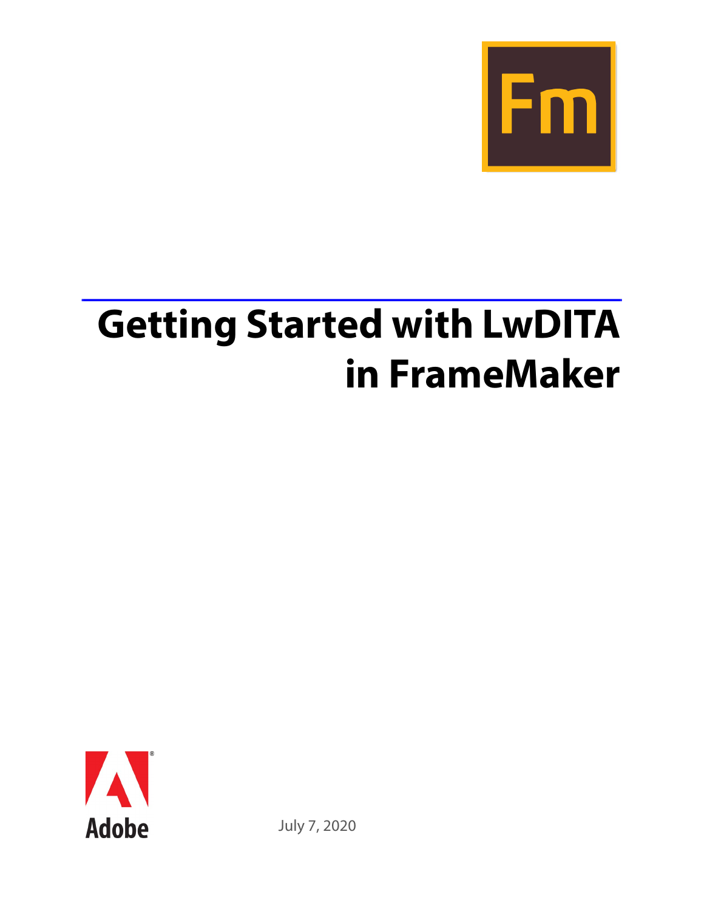# Getting Started with LwDITA in FrameMaker

Adobe

July 7, 2020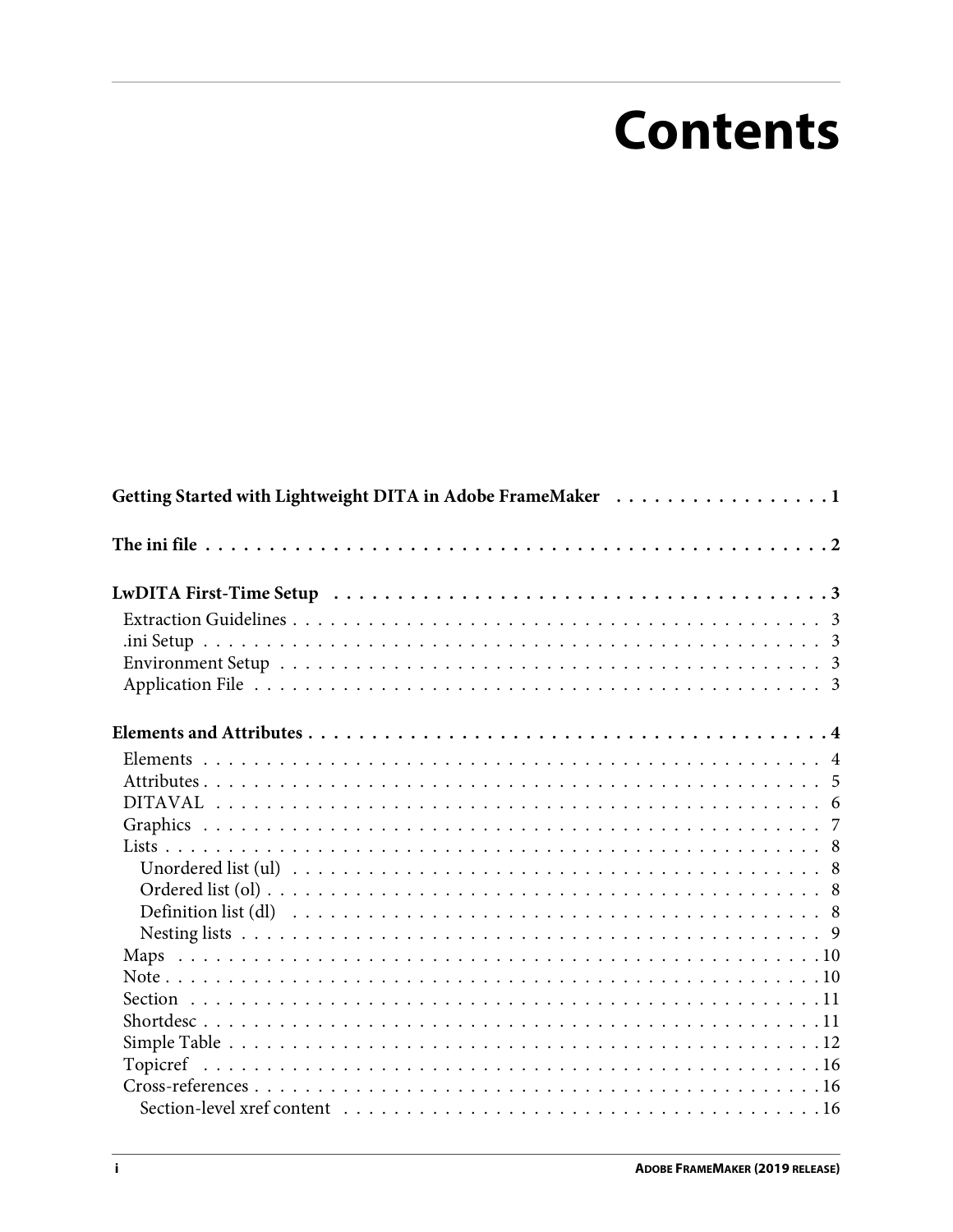# Contents

**Getting Started with Lightweight DITA in Adobe FrameMaker . . . . . . . . . . . . . . . . . 1**

**The ini file . . . . . . . . . . . . . . . . . . . . . . . . . . . . . . . . . . . . . . . . . . . . . . . . . . 2**

**LwDITA First-Time Setup . . . . . . . . . . . . . . . . . . . . . . . . . . . . . . . . . . . . . . . . 3**

- Extraction Guidelines . . . . . . . . . . . . . . . . . . . . . . . . . . . . . . . . . . . . . . . . . 3
- .ini Setup . . . . . . . . . . . . . . . . . . . . . . . . . . . . . . . . . . . . . . . . . . . . . . . . 3
- Environment Setup . . . . . . . . . . . . . . . . . . . . . . . . . . . . . . . . . . . . . . . . . . 3
- Application File . . . . . . . . . . . . . . . . . . . . . . . . . . . . . . . . . . . . . . . . . . . . 3

**Elements and Attributes . . . . . . . . . . . . . . . . . . . . . . . . . . . . . . . . . . . . . . . . . 4**

- Elements . . . . . . . . . . . . . . . . . . . . . . . . . . . . . . . . . . . . . . . . . . . . . . . . 4
- Attributes . . . . . . . . . . . . . . . . . . . . . . . . . . . . . . . . . . . . . . . . . . . . . . . 5
- DITAVAL . . . . . . . . . . . . . . . . . . . . . . . . . . . . . . . . . . . . . . . . . . . . . . . 6
- Graphics . . . . . . . . . . . . . . . . . . . . . . . . . . . . . . . . . . . . . . . . . . . . . . . . 7
- Lists . . . . . . . . . . . . . . . . . . . . . . . . . . . . . . . . . . . . . . . . . . . . . . . . . . 8
  - Unordered list (ul) . . . . . . . . . . . . . . . . . . . . . . . . . . . . . . . . . . . . . . . 8
  - Ordered list (ol) . . . . . . . . . . . . . . . . . . . . . . . . . . . . . . . . . . . . . . . . 8
  - Definition list (dl) . . . . . . . . . . . . . . . . . . . . . . . . . . . . . . . . . . . . . . . 8
  - Nesting lists . . . . . . . . . . . . . . . . . . . . . . . . . . . . . . . . . . . . . . . . . . . 9
- Maps . . . . . . . . . . . . . . . . . . . . . . . . . . . . . . . . . . . . . . . . . . . . . . . . . 10
- Note . . . . . . . . . . . . . . . . . . . . . . . . . . . . . . . . . . . . . . . . . . . . . . . . . 10
- Section . . . . . . . . . . . . . . . . . . . . . . . . . . . . . . . . . . . . . . . . . . . . . . . . 11
- Shortdesc . . . . . . . . . . . . . . . . . . . . . . . . . . . . . . . . . . . . . . . . . . . . . . 11
- Simple Table . . . . . . . . . . . . . . . . . . . . . . . . . . . . . . . . . . . . . . . . . . . . . 12
- Topicref . . . . . . . . . . . . . . . . . . . . . . . . . . . . . . . . . . . . . . . . . . . . . . . . 16
- Cross-references . . . . . . . . . . . . . . . . . . . . . . . . . . . . . . . . . . . . . . . . . . 16
  - Section-level xref content . . . . . . . . . . . . . . . . . . . . . . . . . . . . . . . . . . 16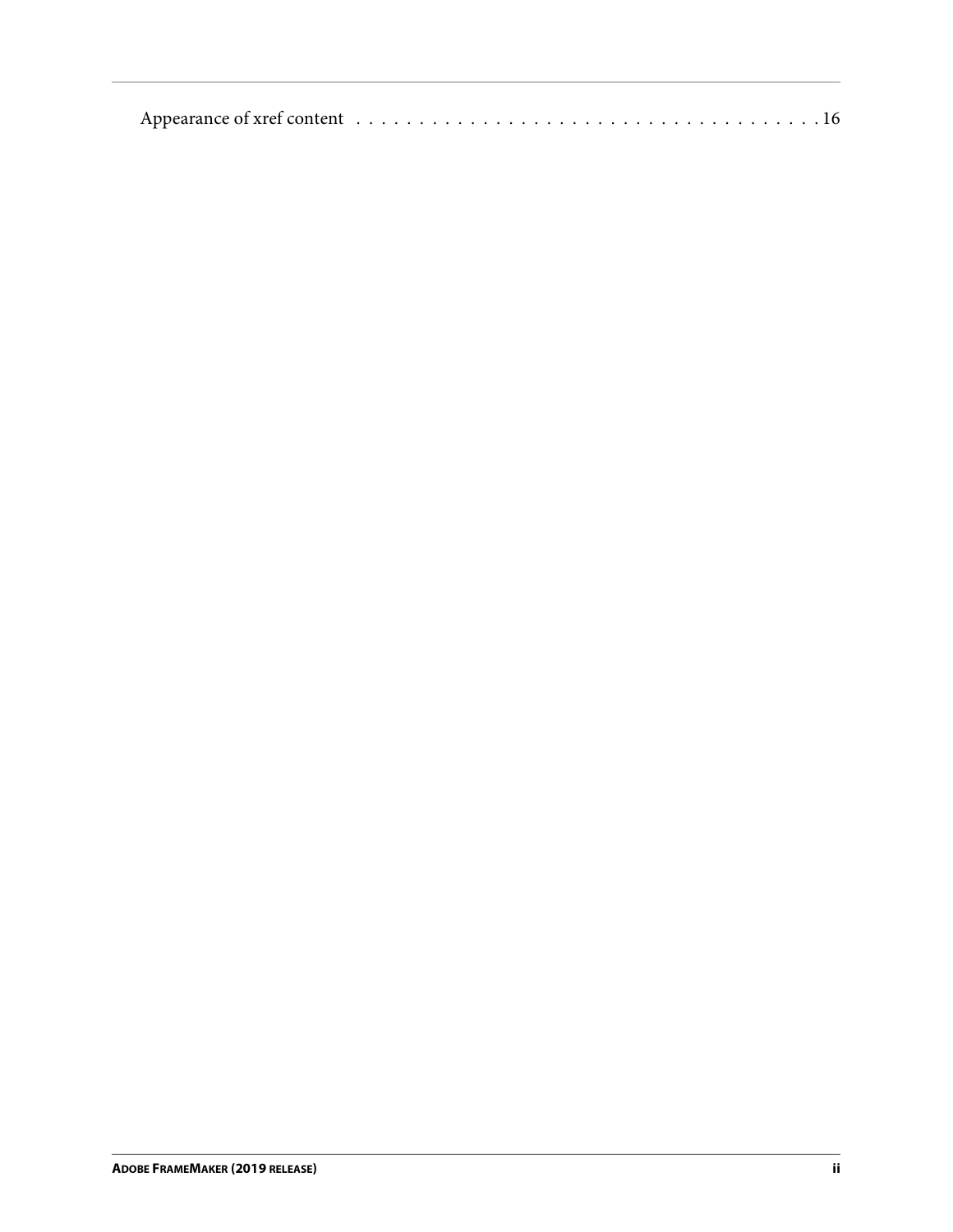Appearance of xref content . . . . . . . . . . . . . . . . . . . . . . . . . . . . . . . . . . . . 16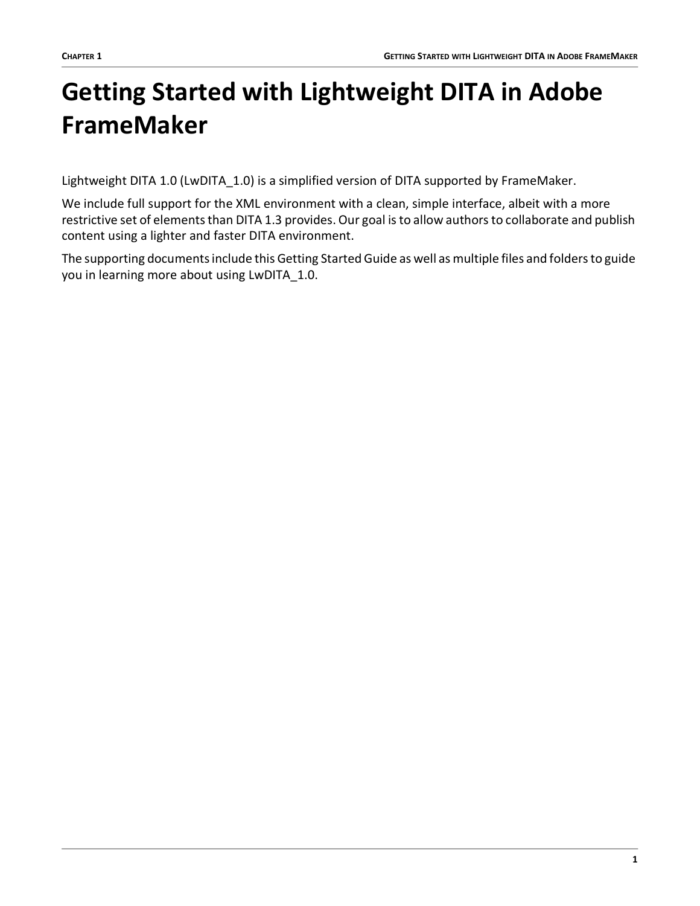# Getting Started with Lightweight DITA in Adobe FrameMaker

Lightweight DITA 1.0 (LwDITA_1.0) is a simplified version of DITA supported by FrameMaker.

We include full support for the XML environment with a clean, simple interface, albeit with a more restrictive set of elements than DITA 1.3 provides. Our goal is to allow authors to collaborate and publish content using a lighter and faster DITA environment.

The supporting documents include this Getting Started Guide as well as multiple files and folders to guide you in learning more about using LwDITA_1.0.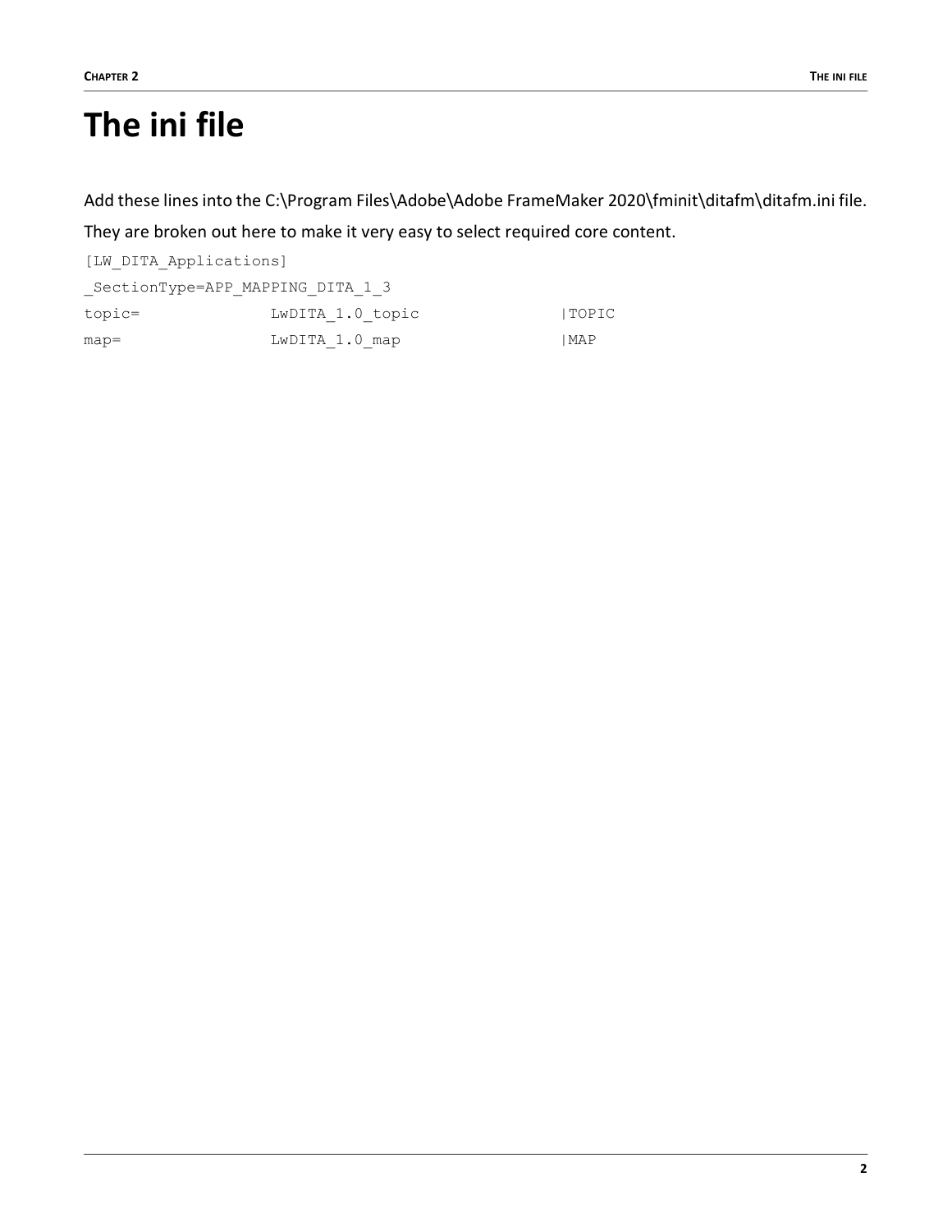# The ini file

Add these lines into the C:\Program Files\Adobe\Adobe FrameMaker 2020\fminit\ditafm\ditafm.ini file.

They are broken out here to make it very easy to select required core content.

```
[LW_DITA_Applications]
_SectionType=APP_MAPPING_DITA_1_3
topic=              LwDITA_1.0_topic              |TOPIC
map=                LwDITA_1.0_map                |MAP
```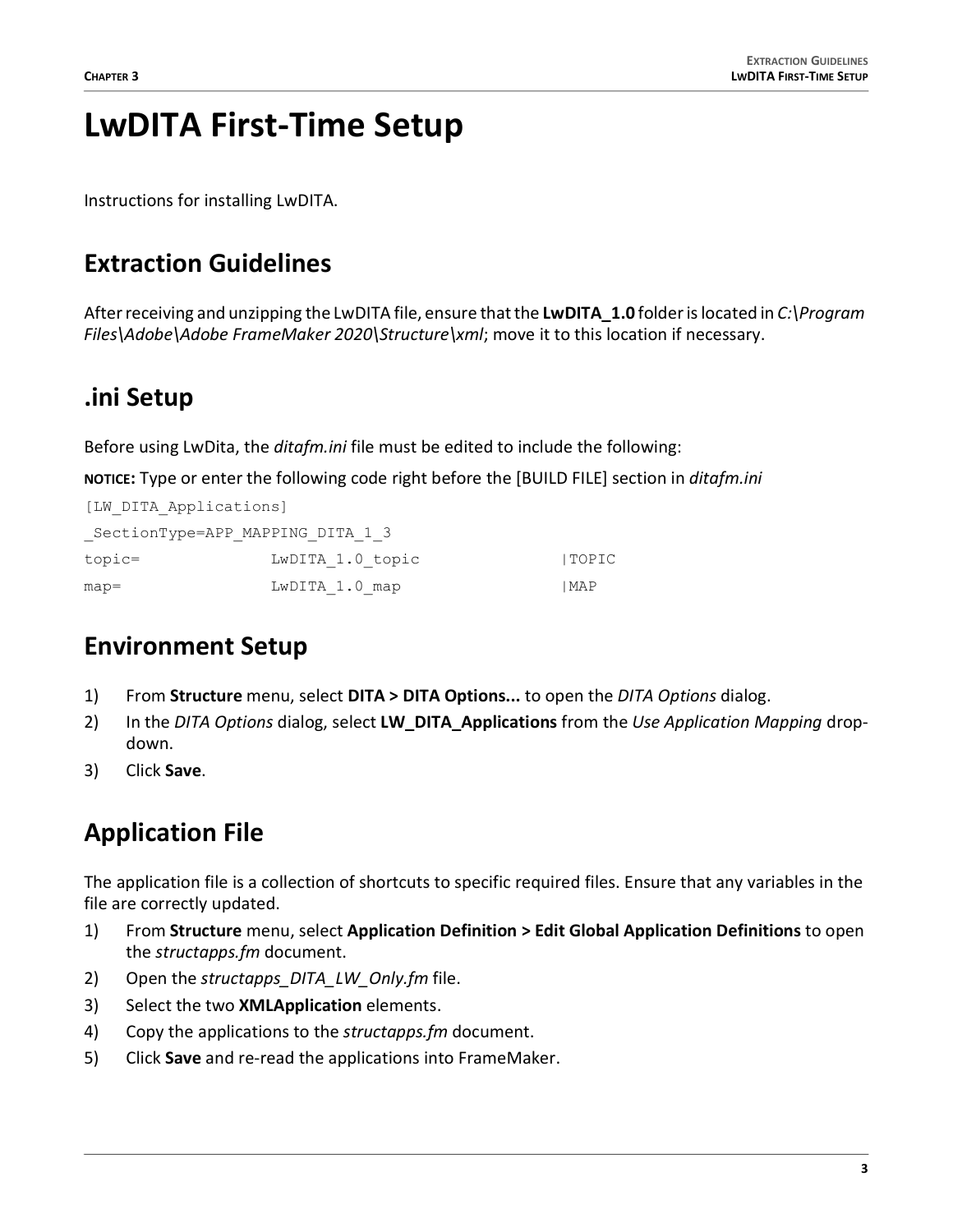# LwDITA First-Time Setup

Instructions for installing LwDITA.

## Extraction Guidelines

After receiving and unzipping the LwDITA file, ensure that the **LwDITA_1.0** folder is located in *C:\Program Files\Adobe\Adobe FrameMaker 2020\Structure\xml*; move it to this location if necessary.

## .ini Setup

Before using LwDita, the *ditafm.ini* file must be edited to include the following:

**NOTICE:** Type or enter the following code right before the [BUILD FILE] section in *ditafm.ini*

```
[LW_DITA_Applications]
_SectionType=APP_MAPPING_DITA_1_3
topic=              LwDITA_1.0_topic            |TOPIC
map=                LwDITA_1.0_map              |MAP
```

## Environment Setup

1) From **Structure** menu, select **DITA > DITA Options...** to open the *DITA Options* dialog.
2) In the *DITA Options* dialog, select **LW_DITA_Applications** from the *Use Application Mapping* drop-down.
3) Click **Save**.

## Application File

The application file is a collection of shortcuts to specific required files. Ensure that any variables in the file are correctly updated.

1) From **Structure** menu, select **Application Definition > Edit Global Application Definitions** to open the *structapps.fm* document.
2) Open the *structapps_DITA_LW_Only.fm* file.
3) Select the two **XMLApplication** elements.
4) Copy the applications to the *structapps.fm* document.
5) Click **Save** and re-read the applications into FrameMaker.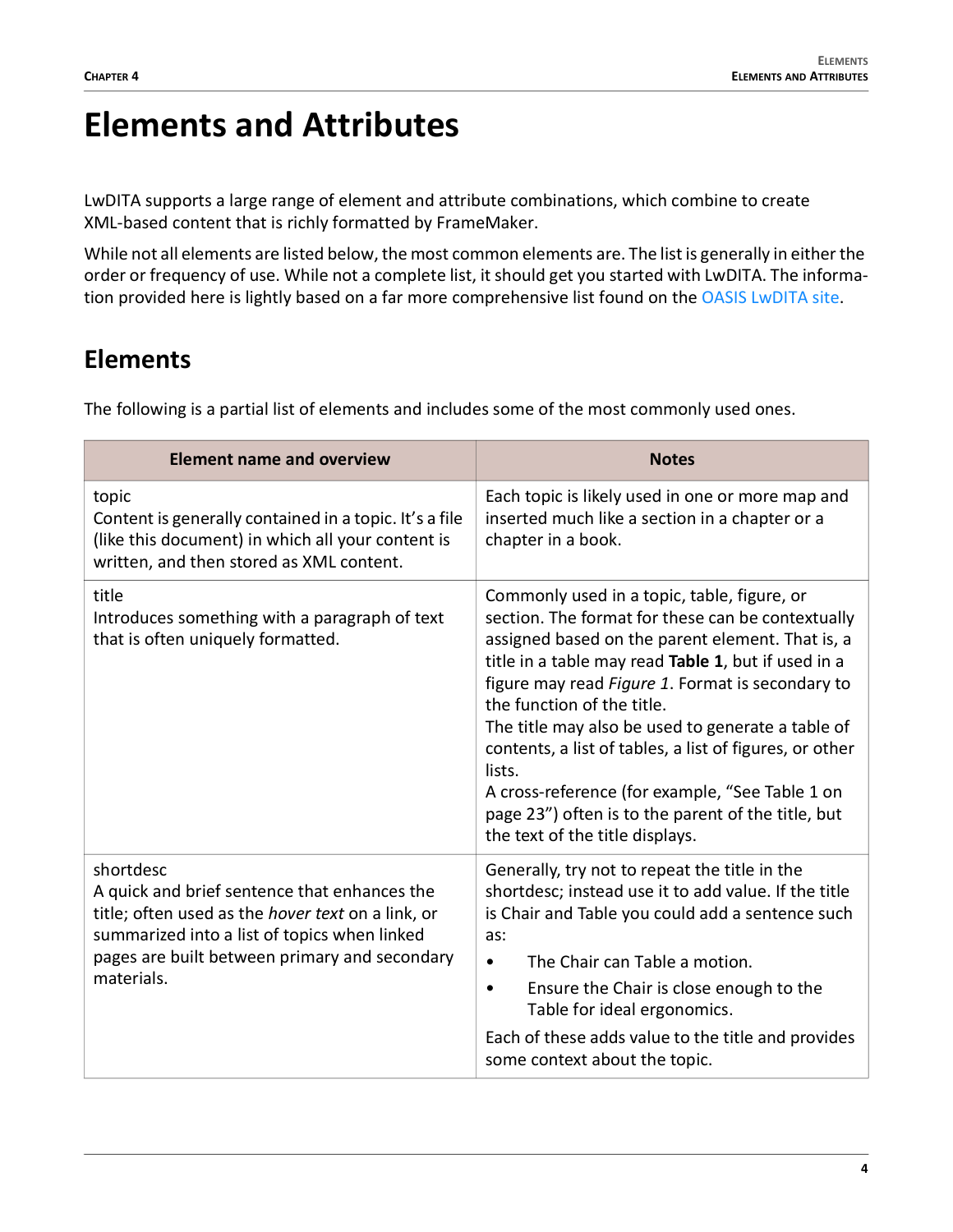# Elements and Attributes

LwDITA supports a large range of element and attribute combinations, which combine to create XML-based content that is richly formatted by FrameMaker.

While not all elements are listed below, the most common elements are. The list is generally in either the order or frequency of use. While not a complete list, it should get you started with LwDITA. The information provided here is lightly based on a far more comprehensive list found on the OASIS LwDITA site.

## Elements

The following is a partial list of elements and includes some of the most commonly used ones.

| Element name and overview | Notes |
| --- | --- |
| topic<br>Content is generally contained in a topic. It's a file (like this document) in which all your content is written, and then stored as XML content. | Each topic is likely used in one or more map and inserted much like a section in a chapter or a chapter in a book. |
| title<br>Introduces something with a paragraph of text that is often uniquely formatted. | Commonly used in a topic, table, figure, or section. The format for these can be contextually assigned based on the parent element. That is, a title in a table may read **Table 1**, but if used in a figure may read *Figure 1*. Format is secondary to the function of the title.<br>The title may also be used to generate a table of contents, a list of tables, a list of figures, or other lists.<br>A cross-reference (for example, "See Table 1 on page 23") often is to the parent of the title, but the text of the title displays. |
| shortdesc<br>A quick and brief sentence that enhances the title; often used as the *hover text* on a link, or summarized into a list of topics when linked pages are built between primary and secondary materials. | Generally, try not to repeat the title in the shortdesc; instead use it to add value. If the title is Chair and Table you could add a sentence such as:<br>• The Chair can Table a motion.<br>• Ensure the Chair is close enough to the Table for ideal ergonomics.<br>Each of these adds value to the title and provides some context about the topic. |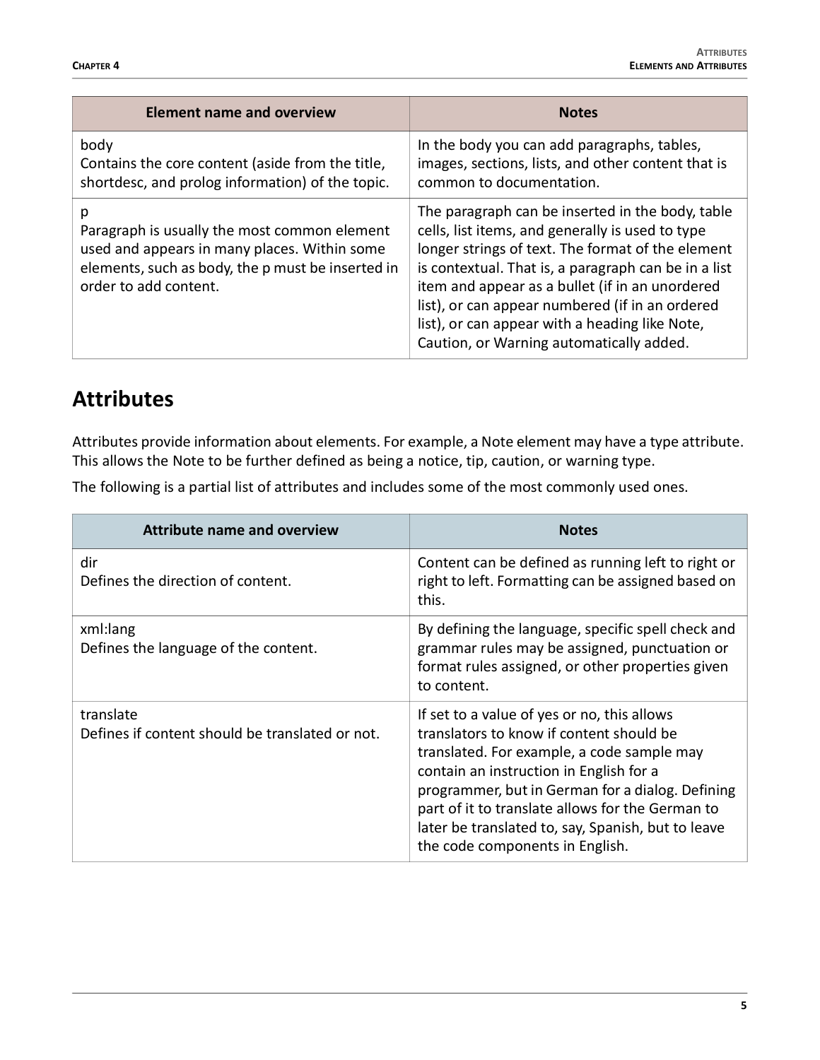| Element name and overview | Notes |
| --- | --- |
| body<br>Contains the core content (aside from the title, shortdesc, and prolog information) of the topic. | In the body you can add paragraphs, tables, images, sections, lists, and other content that is common to documentation. |
| p<br>Paragraph is usually the most common element used and appears in many places. Within some elements, such as body, the p must be inserted in order to add content. | The paragraph can be inserted in the body, table cells, list items, and generally is used to type longer strings of text. The format of the element is contextual. That is, a paragraph can be in a list item and appear as a bullet (if in an unordered list), or can appear numbered (if in an ordered list), or can appear with a heading like Note, Caution, or Warning automatically added. |

## Attributes

Attributes provide information about elements. For example, a Note element may have a type attribute. This allows the Note to be further defined as being a notice, tip, caution, or warning type.

The following is a partial list of attributes and includes some of the most commonly used ones.

| Attribute name and overview | Notes |
| --- | --- |
| dir<br>Defines the direction of content. | Content can be defined as running left to right or right to left. Formatting can be assigned based on this. |
| xml:lang<br>Defines the language of the content. | By defining the language, specific spell check and grammar rules may be assigned, punctuation or format rules assigned, or other properties given to content. |
| translate<br>Defines if content should be translated or not. | If set to a value of yes or no, this allows translators to know if content should be translated. For example, a code sample may contain an instruction in English for a programmer, but in German for a dialog. Defining part of it to translate allows for the German to later be translated to, say, Spanish, but to leave the code components in English. |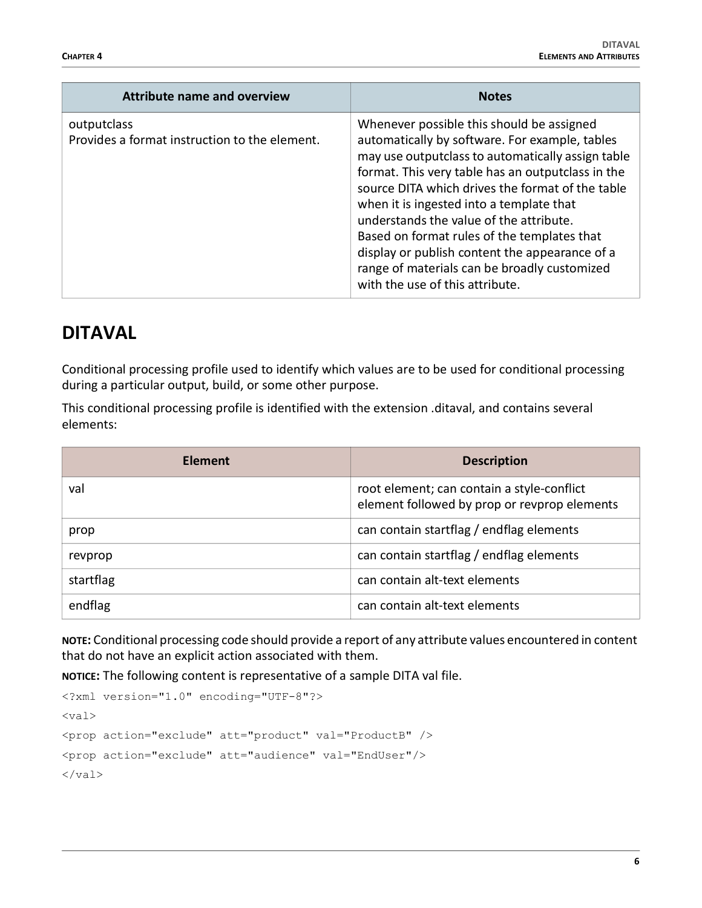| Attribute name and overview | Notes |
| --- | --- |
| outputclass<br>Provides a format instruction to the element. | Whenever possible this should be assigned automatically by software. For example, tables may use outputclass to automatically assign table format. This very table has an outputclass in the source DITA which drives the format of the table when it is ingested into a template that understands the value of the attribute.<br>Based on format rules of the templates that display or publish content the appearance of a range of materials can be broadly customized with the use of this attribute. |

## DITAVAL

Conditional processing profile used to identify which values are to be used for conditional processing during a particular output, build, or some other purpose.

This conditional processing profile is identified with the extension .ditaval, and contains several elements:

| Element | Description |
| --- | --- |
| val | root element; can contain a style-conflict element followed by prop or revprop elements |
| prop | can contain startflag / endflag elements |
| revprop | can contain startflag / endflag elements |
| startflag | can contain alt-text elements |
| endflag | can contain alt-text elements |

**NOTE:** Conditional processing code should provide a report of any attribute values encountered in content that do not have an explicit action associated with them.

**NOTICE:** The following content is representative of a sample DITA val file.

```
<?xml version="1.0" encoding="UTF-8"?>
<val>
<prop action="exclude" att="product" val="ProductB" />
<prop action="exclude" att="audience" val="EndUser"/>
</val>
```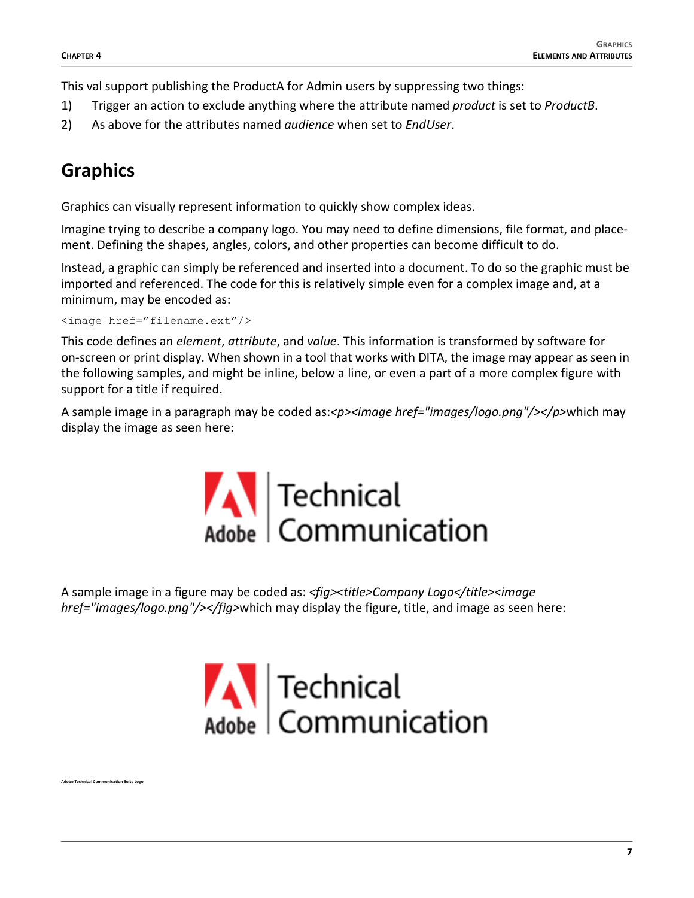This val support publishing the ProductA for Admin users by suppressing two things:

1) Trigger an action to exclude anything where the attribute named *product* is set to *ProductB*.
2) As above for the attributes named *audience* when set to *EndUser*.

## Graphics

Graphics can visually represent information to quickly show complex ideas.

Imagine trying to describe a company logo. You may need to define dimensions, file format, and placement. Defining the shapes, angles, colors, and other properties can become difficult to do.

Instead, a graphic can simply be referenced and inserted into a document. To do so the graphic must be imported and referenced. The code for this is relatively simple even for a complex image and, at a minimum, may be encoded as:

```
<image href="filename.ext"/>
```

This code defines an *element*, *attribute*, and *value*. This information is transformed by software for on-screen or print display. When shown in a tool that works with DITA, the image may appear as seen in the following samples, and might be inline, below a line, or even a part of a more complex figure with support for a title if required.

A sample image in a paragraph may be coded as:*<p><image href="images/logo.png"/></p>*which may display the image as seen here:

A sample image in a figure may be coded as: *<fig><title>Company Logo</title><image href="images/logo.png"/></fig>*which may display the figure, title, and image as seen here:

Adobe Technical Communication Suite Logo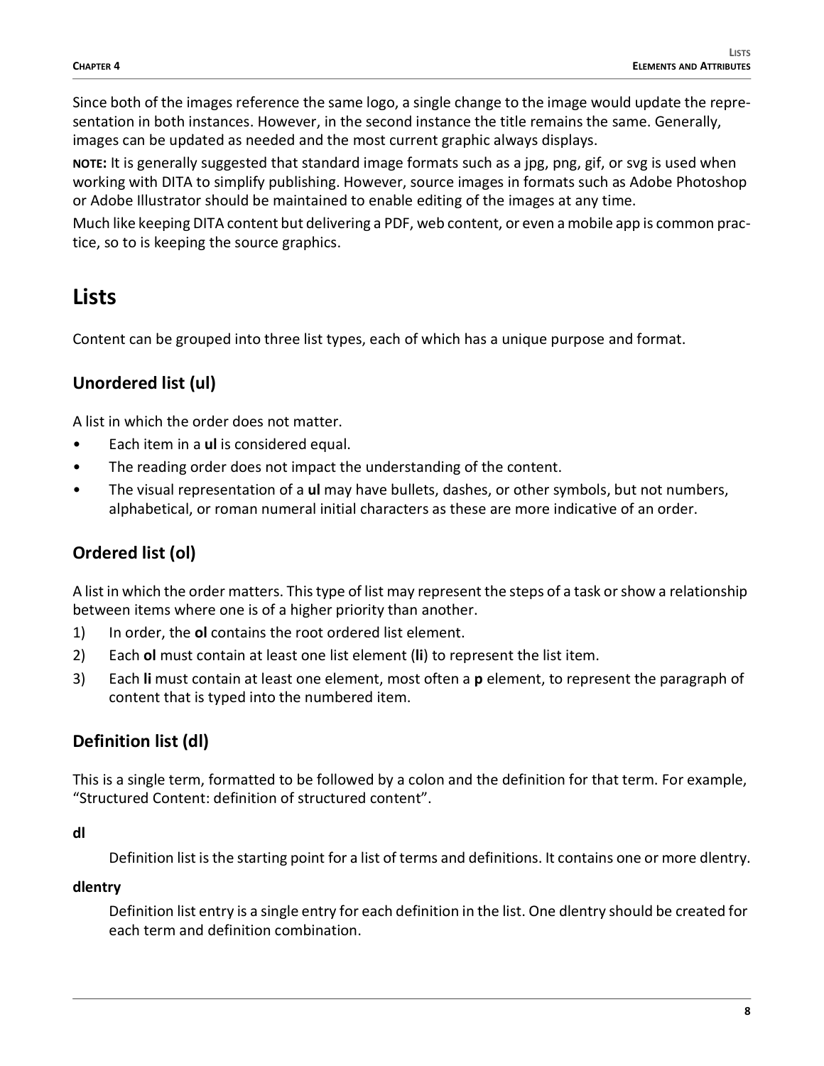Since both of the images reference the same logo, a single change to the image would update the representation in both instances. However, in the second instance the title remains the same. Generally, images can be updated as needed and the most current graphic always displays.

**NOTE:** It is generally suggested that standard image formats such as a jpg, png, gif, or svg is used when working with DITA to simplify publishing. However, source images in formats such as Adobe Photoshop or Adobe Illustrator should be maintained to enable editing of the images at any time.

Much like keeping DITA content but delivering a PDF, web content, or even a mobile app is common practice, so to is keeping the source graphics.

# Lists

Content can be grouped into three list types, each of which has a unique purpose and format.

## Unordered list (ul)

A list in which the order does not matter.

- Each item in a **ul** is considered equal.
- The reading order does not impact the understanding of the content.
- The visual representation of a **ul** may have bullets, dashes, or other symbols, but not numbers, alphabetical, or roman numeral initial characters as these are more indicative of an order.

## Ordered list (ol)

A list in which the order matters. This type of list may represent the steps of a task or show a relationship between items where one is of a higher priority than another.

1) In order, the **ol** contains the root ordered list element.
2) Each **ol** must contain at least one list element (**li**) to represent the list item.
3) Each **li** must contain at least one element, most often a **p** element, to represent the paragraph of content that is typed into the numbered item.

## Definition list (dl)

This is a single term, formatted to be followed by a colon and the definition for that term. For example, “Structured Content: definition of structured content”.

**dl**

Definition list is the starting point for a list of terms and definitions. It contains one or more dlentry.

**dlentry**

Definition list entry is a single entry for each definition in the list. One dlentry should be created for each term and definition combination.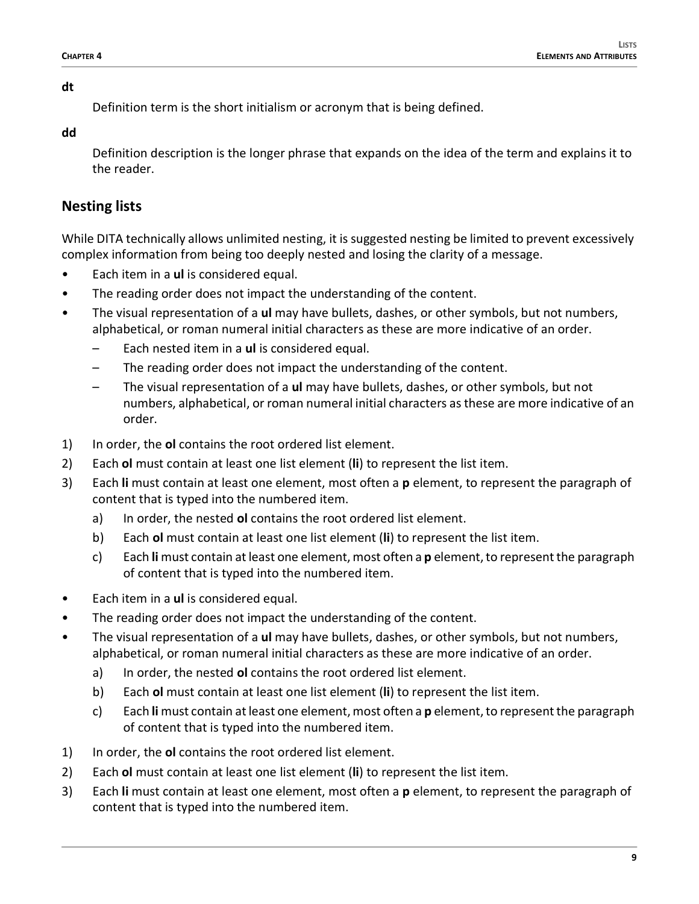**dt**

Definition term is the short initialism or acronym that is being defined.

**dd**

Definition description is the longer phrase that expands on the idea of the term and explains it to the reader.

## Nesting lists

While DITA technically allows unlimited nesting, it is suggested nesting be limited to prevent excessively complex information from being too deeply nested and losing the clarity of a message.

- Each item in a **ul** is considered equal.
- The reading order does not impact the understanding of the content.
- The visual representation of a **ul** may have bullets, dashes, or other symbols, but not numbers, alphabetical, or roman numeral initial characters as these are more indicative of an order.
  - Each nested item in a **ul** is considered equal.
  - The reading order does not impact the understanding of the content.
  - The visual representation of a **ul** may have bullets, dashes, or other symbols, but not numbers, alphabetical, or roman numeral initial characters as these are more indicative of an order.

1) In order, the **ol** contains the root ordered list element.
2) Each **ol** must contain at least one list element (**li**) to represent the list item.
3) Each **li** must contain at least one element, most often a **p** element, to represent the paragraph of content that is typed into the numbered item.
   a) In order, the nested **ol** contains the root ordered list element.
   b) Each **ol** must contain at least one list element (**li**) to represent the list item.
   c) Each **li** must contain at least one element, most often a **p** element, to represent the paragraph of content that is typed into the numbered item.

- Each item in a **ul** is considered equal.
- The reading order does not impact the understanding of the content.
- The visual representation of a **ul** may have bullets, dashes, or other symbols, but not numbers, alphabetical, or roman numeral initial characters as these are more indicative of an order.
  a) In order, the nested **ol** contains the root ordered list element.
  b) Each **ol** must contain at least one list element (**li**) to represent the list item.
  c) Each **li** must contain at least one element, most often a **p** element, to represent the paragraph of content that is typed into the numbered item.

1) In order, the **ol** contains the root ordered list element.
2) Each **ol** must contain at least one list element (**li**) to represent the list item.
3) Each **li** must contain at least one element, most often a **p** element, to represent the paragraph of content that is typed into the numbered item.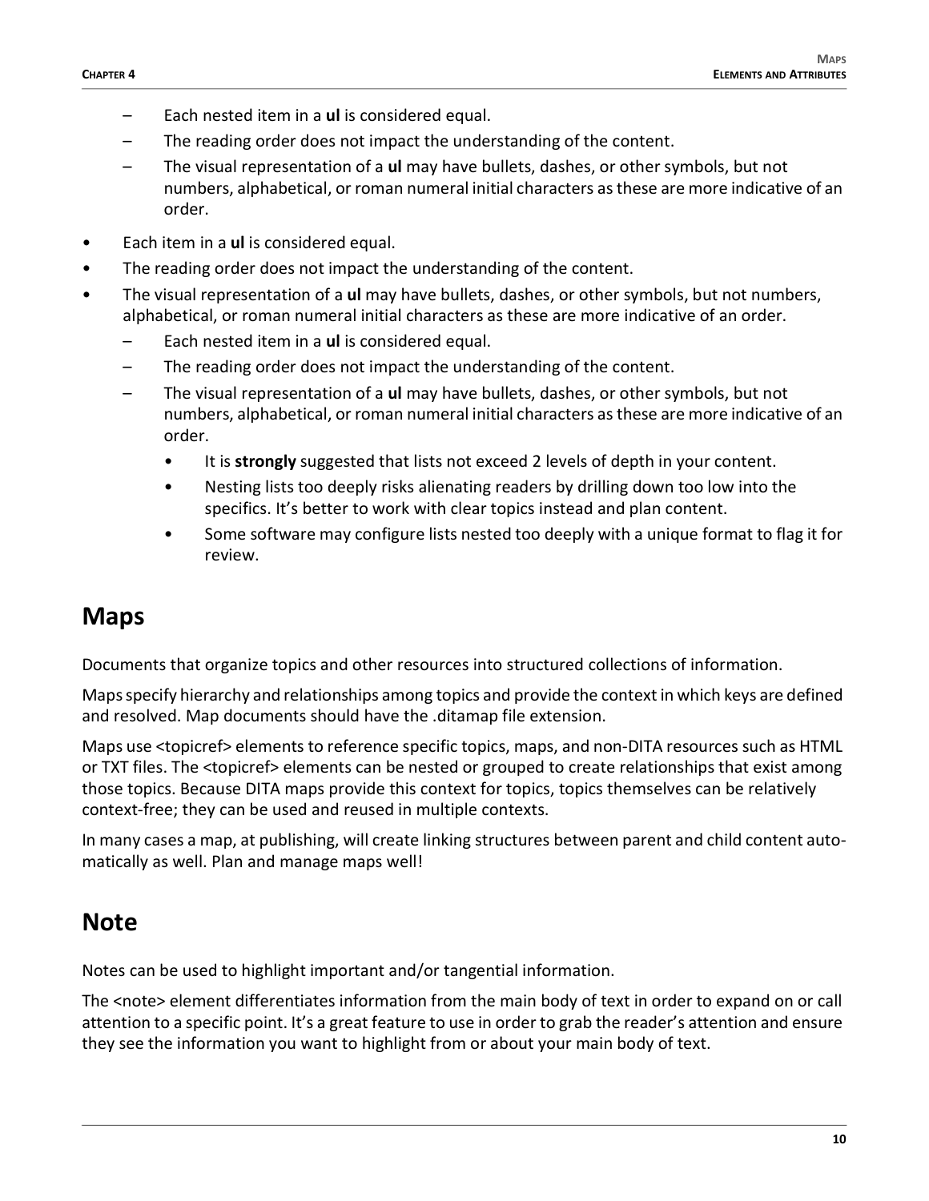- Each nested item in a **ul** is considered equal.
- The reading order does not impact the understanding of the content.
- The visual representation of a **ul** may have bullets, dashes, or other symbols, but not numbers, alphabetical, or roman numeral initial characters as these are more indicative of an order.

- Each item in a **ul** is considered equal.
- The reading order does not impact the understanding of the content.
- The visual representation of a **ul** may have bullets, dashes, or other symbols, but not numbers, alphabetical, or roman numeral initial characters as these are more indicative of an order.
  - Each nested item in a **ul** is considered equal.
  - The reading order does not impact the understanding of the content.
  - The visual representation of a **ul** may have bullets, dashes, or other symbols, but not numbers, alphabetical, or roman numeral initial characters as these are more indicative of an order.
    - It is **strongly** suggested that lists not exceed 2 levels of depth in your content.
    - Nesting lists too deeply risks alienating readers by drilling down too low into the specifics. It's better to work with clear topics instead and plan content.
    - Some software may configure lists nested too deeply with a unique format to flag it for review.

## Maps

Documents that organize topics and other resources into structured collections of information.

Maps specify hierarchy and relationships among topics and provide the context in which keys are defined and resolved. Map documents should have the .ditamap file extension.

Maps use <topicref> elements to reference specific topics, maps, and non-DITA resources such as HTML or TXT files. The <topicref> elements can be nested or grouped to create relationships that exist among those topics. Because DITA maps provide this context for topics, topics themselves can be relatively context-free; they can be used and reused in multiple contexts.

In many cases a map, at publishing, will create linking structures between parent and child content automatically as well. Plan and manage maps well!

## Note

Notes can be used to highlight important and/or tangential information.

The <note> element differentiates information from the main body of text in order to expand on or call attention to a specific point. It's a great feature to use in order to grab the reader's attention and ensure they see the information you want to highlight from or about your main body of text.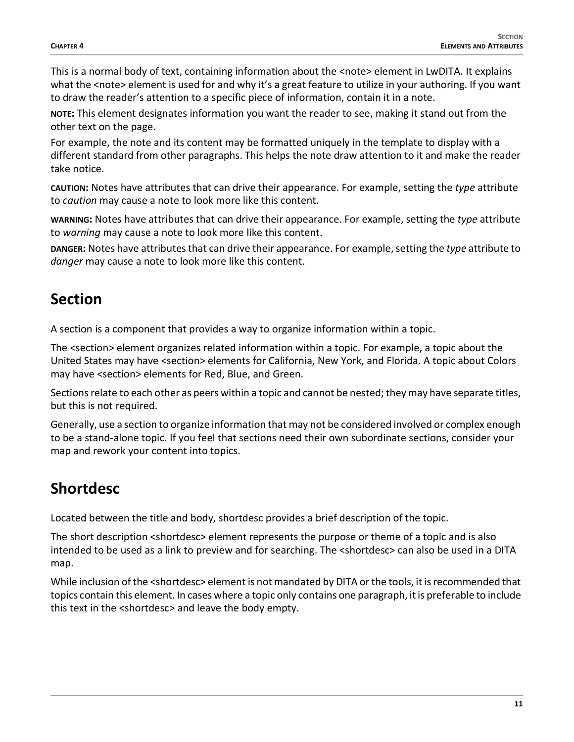This is a normal body of text, containing information about the <note> element in LwDITA. It explains what the <note> element is used for and why it's a great feature to utilize in your authoring. If you want to draw the reader's attention to a specific piece of information, contain it in a note.

**NOTE:** This element designates information you want the reader to see, making it stand out from the other text on the page.

For example, the note and its content may be formatted uniquely in the template to display with a different standard from other paragraphs. This helps the note draw attention to it and make the reader take notice.

**CAUTION:** Notes have attributes that can drive their appearance. For example, setting the *type* attribute to *caution* may cause a note to look more like this content.

**WARNING:** Notes have attributes that can drive their appearance. For example, setting the *type* attribute to *warning* may cause a note to look more like this content.

**DANGER:** Notes have attributes that can drive their appearance. For example, setting the *type* attribute to *danger* may cause a note to look more like this content.

## Section

A section is a component that provides a way to organize information within a topic.

The <section> element organizes related information within a topic. For example, a topic about the United States may have <section> elements for California, New York, and Florida. A topic about Colors may have <section> elements for Red, Blue, and Green.

Sections relate to each other as peers within a topic and cannot be nested; they may have separate titles, but this is not required.

Generally, use a section to organize information that may not be considered involved or complex enough to be a stand-alone topic. If you feel that sections need their own subordinate sections, consider your map and rework your content into topics.

## Shortdesc

Located between the title and body, shortdesc provides a brief description of the topic.

The short description <shortdesc> element represents the purpose or theme of a topic and is also intended to be used as a link to preview and for searching. The <shortdesc> can also be used in a DITA map.

While inclusion of the <shortdesc> element is not mandated by DITA or the tools, it is recommended that topics contain this element. In cases where a topic only contains one paragraph, it is preferable to include this text in the <shortdesc> and leave the body empty.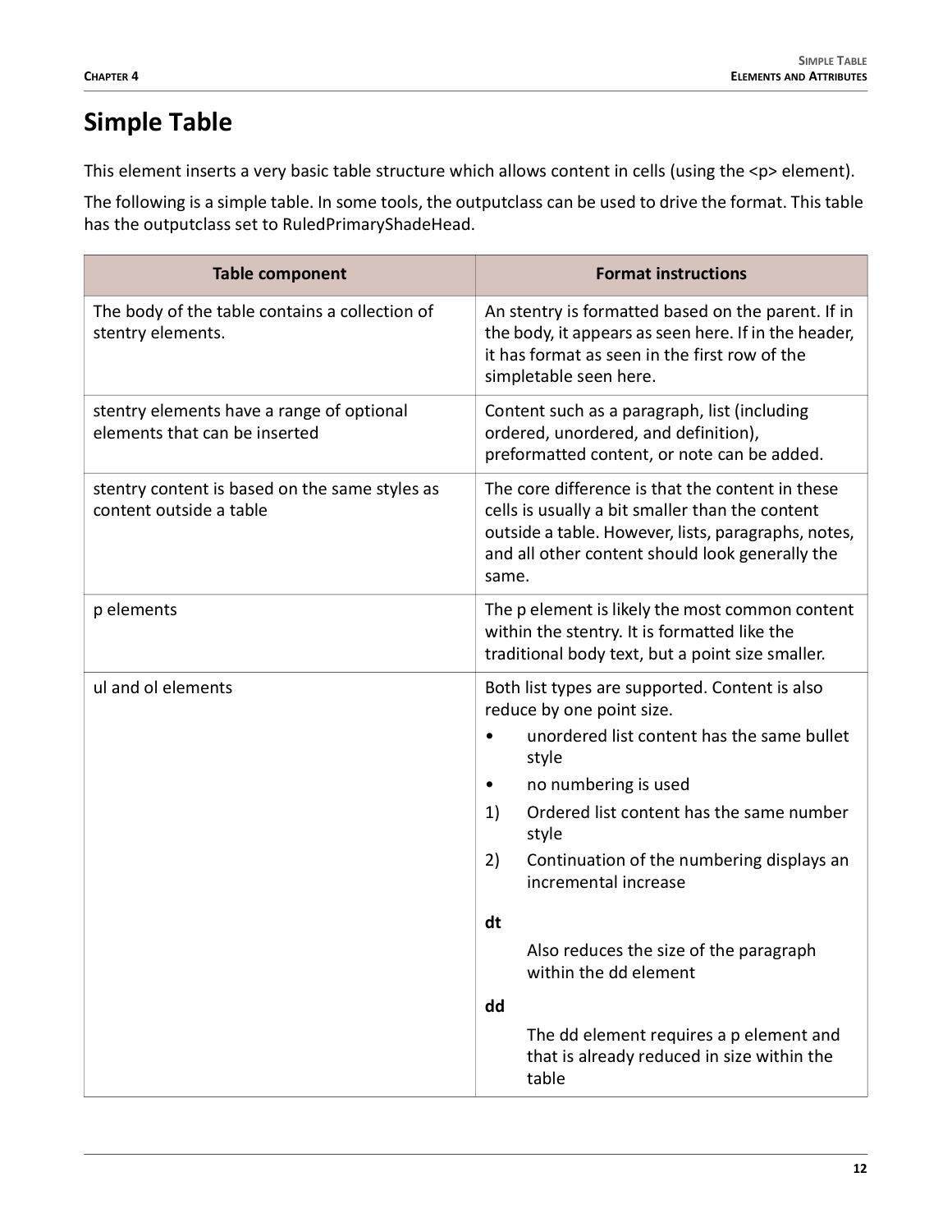# Simple Table

This element inserts a very basic table structure which allows content in cells (using the <p> element).

The following is a simple table. In some tools, the outputclass can be used to drive the format. This table has the outputclass set to RuledPrimaryShadeHead.

| Table component | Format instructions |
|---|---|
| The body of the table contains a collection of stentry elements. | An stentry is formatted based on the parent. If in the body, it appears as seen here. If in the header, it has format as seen in the first row of the simpletable seen here. |
| stentry elements have a range of optional elements that can be inserted | Content such as a paragraph, list (including ordered, unordered, and definition), preformatted content, or note can be added. |
| stentry content is based on the same styles as content outside a table | The core difference is that the content in these cells is usually a bit smaller than the content outside a table. However, lists, paragraphs, notes, and all other content should look generally the same. |
| p elements | The p element is likely the most common content within the stentry. It is formatted like the traditional body text, but a point size smaller. |
| ul and ol elements | Both list types are supported. Content is also reduce by one point size.<br>• unordered list content has the same bullet style<br>• no numbering is used<br>1) Ordered list content has the same number style<br>2) Continuation of the numbering displays an incremental increase<br>**dt**<br>Also reduces the size of the paragraph within the dd element<br>**dd**<br>The dd element requires a p element and that is already reduced in size within the table |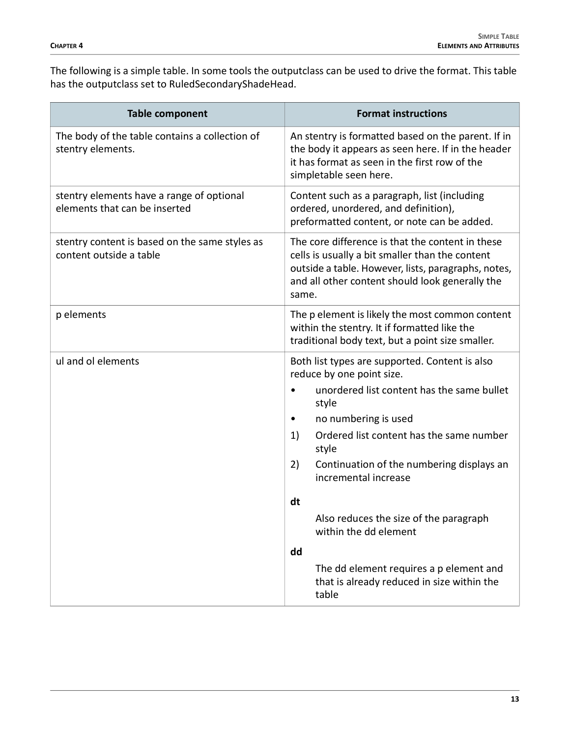The following is a simple table. In some tools the outputclass can be used to drive the format. This table has the outputclass set to RuledSecondaryShadeHead.

| Table component | Format instructions |
| --- | --- |
| The body of the table contains a collection of stentry elements. | An stentry is formatted based on the parent. If in the body it appears as seen here. If in the header it has format as seen in the first row of the simpletable seen here. |
| stentry elements have a range of optional elements that can be inserted | Content such as a paragraph, list (including ordered, unordered, and definition), preformatted content, or note can be added. |
| stentry content is based on the same styles as content outside a table | The core difference is that the content in these cells is usually a bit smaller than the content outside a table. However, lists, paragraphs, notes, and all other content should look generally the same. |
| p elements | The p element is likely the most common content within the stentry. It if formatted like the traditional body text, but a point size smaller. |
| ul and ol elements | Both list types are supported. Content is also reduce by one point size.<br>• unordered list content has the same bullet style<br>• no numbering is used<br>1) Ordered list content has the same number style<br>2) Continuation of the numbering displays an incremental increase<br>**dt**<br>Also reduces the size of the paragraph within the dd element<br>**dd**<br>The dd element requires a p element and that is already reduced in size within the table |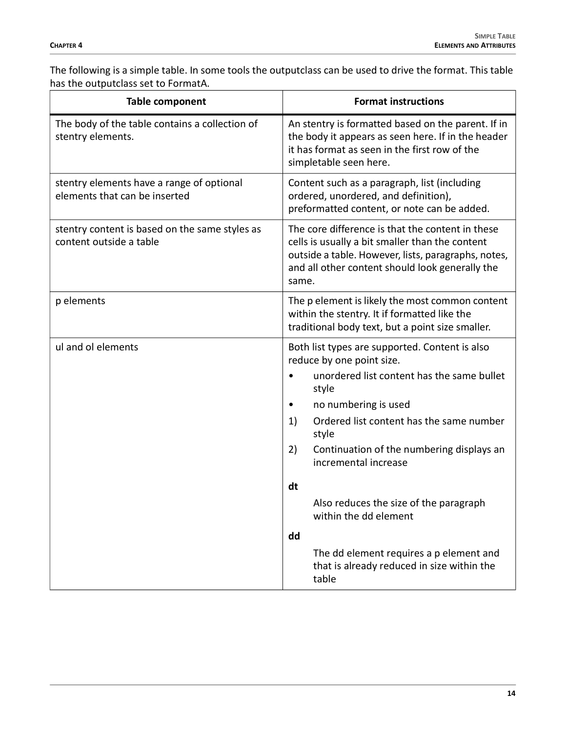The following is a simple table. In some tools the outputclass can be used to drive the format. This table has the outputclass set to FormatA.

| Table component | Format instructions |
| --- | --- |
| The body of the table contains a collection of stentry elements. | An stentry is formatted based on the parent. If in the body it appears as seen here. If in the header it has format as seen in the first row of the simpletable seen here. |
| stentry elements have a range of optional elements that can be inserted | Content such as a paragraph, list (including ordered, unordered, and definition), preformatted content, or note can be added. |
| stentry content is based on the same styles as content outside a table | The core difference is that the content in these cells is usually a bit smaller than the content outside a table. However, lists, paragraphs, notes, and all other content should look generally the same. |
| p elements | The p element is likely the most common content within the stentry. It if formatted like the traditional body text, but a point size smaller. |
| ul and ol elements | Both list types are supported. Content is also reduce by one point size.<br>• unordered list content has the same bullet style<br>• no numbering is used<br>1) Ordered list content has the same number style<br>2) Continuation of the numbering displays an incremental increase<br>**dt**<br>Also reduces the size of the paragraph within the dd element<br>**dd**<br>The dd element requires a p element and that is already reduced in size within the table |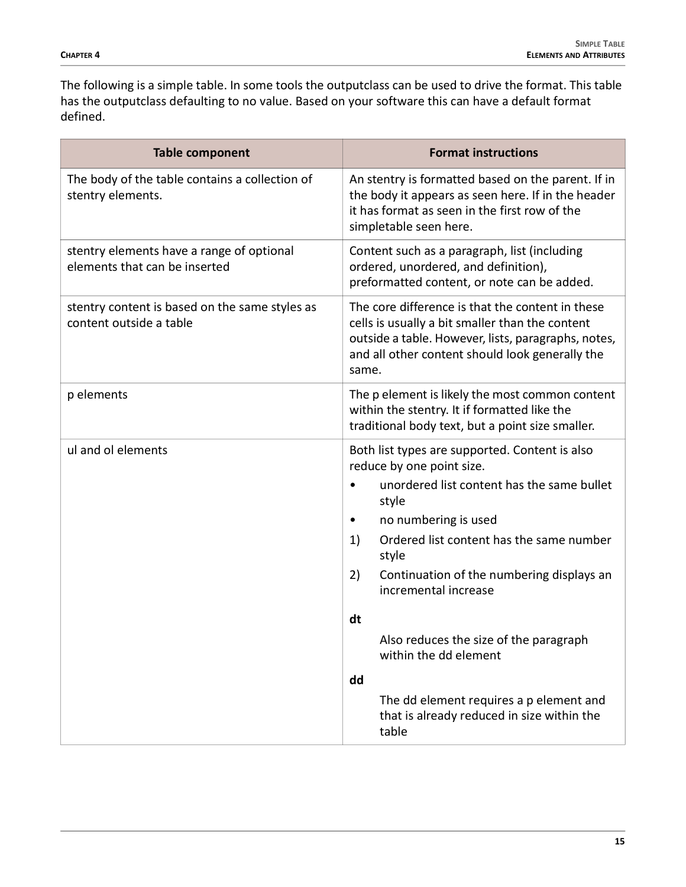The following is a simple table. In some tools the outputclass can be used to drive the format. This table has the outputclass defaulting to no value. Based on your software this can have a default format defined.

| Table component | Format instructions |
| --- | --- |
| The body of the table contains a collection of stentry elements. | An stentry is formatted based on the parent. If in the body it appears as seen here. If in the header it has format as seen in the first row of the simpletable seen here. |
| stentry elements have a range of optional elements that can be inserted | Content such as a paragraph, list (including ordered, unordered, and definition), preformatted content, or note can be added. |
| stentry content is based on the same styles as content outside a table | The core difference is that the content in these cells is usually a bit smaller than the content outside a table. However, lists, paragraphs, notes, and all other content should look generally the same. |
| p elements | The p element is likely the most common content within the stentry. It if formatted like the traditional body text, but a point size smaller. |
| ul and ol elements | Both list types are supported. Content is also reduce by one point size.<br>• unordered list content has the same bullet style<br>• no numbering is used<br>1) Ordered list content has the same number style<br>2) Continuation of the numbering displays an incremental increase<br>**dt**<br>Also reduces the size of the paragraph within the dd element<br>**dd**<br>The dd element requires a p element and that is already reduced in size within the table |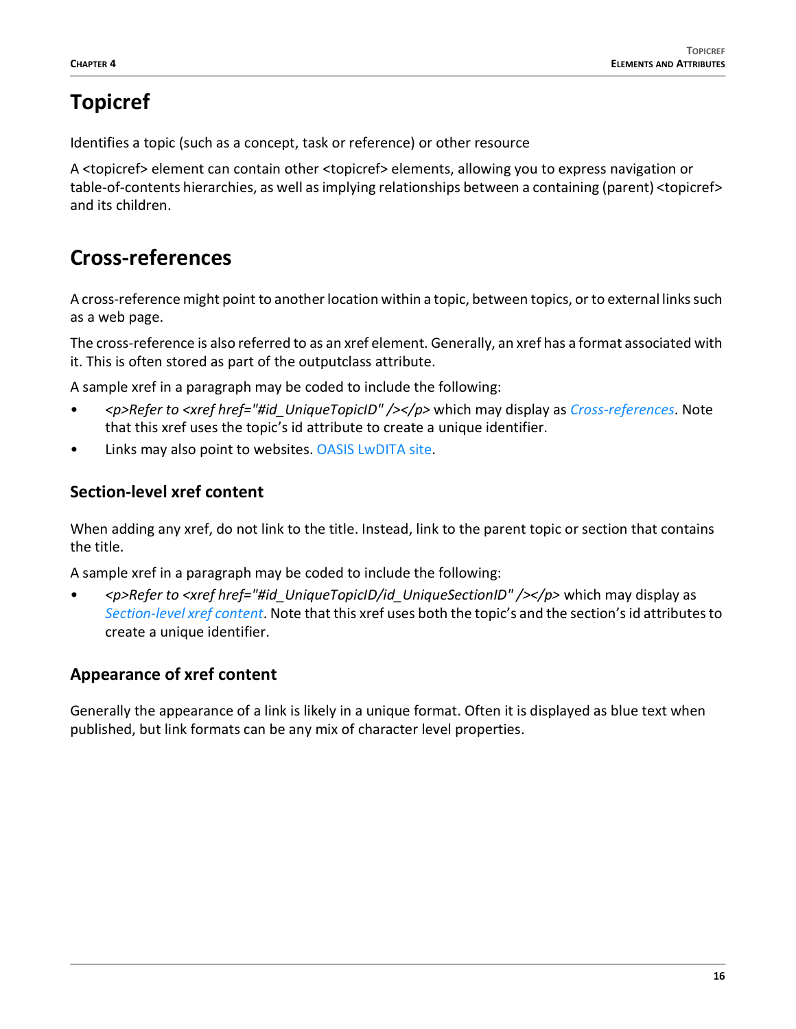# Topicref

Identifies a topic (such as a concept, task or reference) or other resource

A <topicref> element can contain other <topicref> elements, allowing you to express navigation or table-of-contents hierarchies, as well as implying relationships between a containing (parent) <topicref> and its children.

# Cross-references

A cross-reference might point to another location within a topic, between topics, or to external links such as a web page.

The cross-reference is also referred to as an xref element. Generally, an xref has a format associated with it. This is often stored as part of the outputclass attribute.

A sample xref in a paragraph may be coded to include the following:

- *<p>Refer to <xref href="#id_UniqueTopicID" /></p>* which may display as *Cross-references*. Note that this xref uses the topic's id attribute to create a unique identifier.
- Links may also point to websites. OASIS LwDITA site.

## Section-level xref content

When adding any xref, do not link to the title. Instead, link to the parent topic or section that contains the title.

A sample xref in a paragraph may be coded to include the following:

- *<p>Refer to <xref href="#id_UniqueTopicID/id_UniqueSectionID" /></p>* which may display as *Section-level xref content*. Note that this xref uses both the topic's and the section's id attributes to create a unique identifier.

## Appearance of xref content

Generally the appearance of a link is likely in a unique format. Often it is displayed as blue text when published, but link formats can be any mix of character level properties.